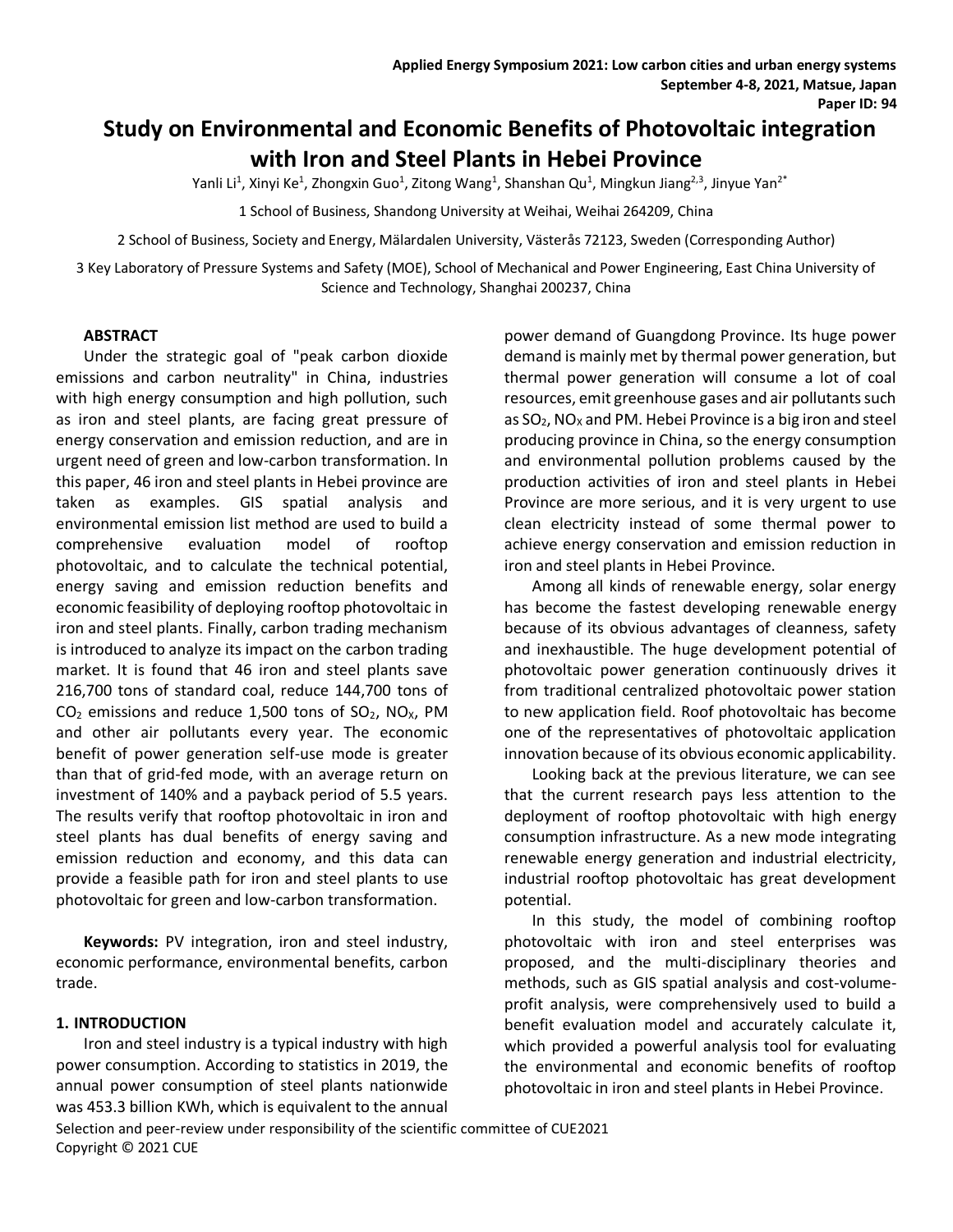# Study on Environmental and Economic Benefits of Photovoltaic integration with Iron and Steel Plants in Hebei Province

Yanli Li[1], Xinyi Ke[1], Zhongxin Guo[1], Zitong Wang[1], Shanshan Qu[1], Mingkun Jiang[2,3], Jinyue Yan[2*]

1 School of Business, Shandong University at Weihai, Weihai 264209, China

2 School of Business, Society and Energy, Mälardalen University, Västerås 72123, Sweden (Corresponding Author)

3 Key Laboratory of Pressure Systems and Safety (MOE), School of Mechanical and Power Engineering, East China University of Science and Technology, Shanghai 200237, China

## ABSTRACT

Under the strategic goal of "peak carbon dioxide emissions and carbon neutrality" in China, industries with high energy consumption and high pollution, such as iron and steel plants, are facing great pressure of energy conservation and emission reduction, and are in urgent need of green and low-carbon transformation. In this paper, 46 iron and steel plants in Hebei province are taken as examples. GIS spatial analysis and environmental emission list method are used to build a comprehensive evaluation model of rooftop photovoltaic, and to calculate the technical potential, energy saving and emission reduction benefits and economic feasibility of deploying rooftop photovoltaic in iron and steel plants. Finally, carbon trading mechanism is introduced to analyze its impact on the carbon trading market. It is found that 46 iron and steel plants save 216,700 tons of standard coal, reduce 144,700 tons of $CO_2$ emissions and reduce 1,500 tons of $SO_2$, $NO_X$, PM and other air pollutants every year. The economic benefit of power generation self-use mode is greater than that of grid-fed mode, with an average return on investment of 140% and a payback period of 5.5 years. The results verify that rooftop photovoltaic in iron and steel plants has dual benefits of energy saving and emission reduction and economy, and this data can provide a feasible path for iron and steel plants to use photovoltaic for green and low-carbon transformation.

**Keywords:** PV integration, iron and steel industry, economic performance, environmental benefits, carbon trade.

## 1. INTRODUCTION

Iron and steel industry is a typical industry with high power consumption. According to statistics in 2019, the annual power consumption of steel plants nationwide was 453.3 billion KWh, which is equivalent to the annual power demand of Guangdong Province. Its huge power demand is mainly met by thermal power generation, but thermal power generation will consume a lot of coal resources, emit greenhouse gases and air pollutants such as $SO_2$, $NO_X$ and PM. Hebei Province is a big iron and steel producing province in China, so the energy consumption and environmental pollution problems caused by the production activities of iron and steel plants in Hebei Province are more serious, and it is very urgent to use clean electricity instead of some thermal power to achieve energy conservation and emission reduction in iron and steel plants in Hebei Province.

Among all kinds of renewable energy, solar energy has become the fastest developing renewable energy because of its obvious advantages of cleanness, safety and inexhaustible. The huge development potential of photovoltaic power generation continuously drives it from traditional centralized photovoltaic power station to new application field. Roof photovoltaic has become one of the representatives of photovoltaic application innovation because of its obvious economic applicability.

Looking back at the previous literature, we can see that the current research pays less attention to the deployment of rooftop photovoltaic with high energy consumption infrastructure. As a new mode integrating renewable energy generation and industrial electricity, industrial rooftop photovoltaic has great development potential.

In this study, the model of combining rooftop photovoltaic with iron and steel enterprises was proposed, and the multi-disciplinary theories and methods, such as GIS spatial analysis and cost-volume-profit analysis, were comprehensively used to build a benefit evaluation model and accurately calculate it, which provided a powerful analysis tool for evaluating the environmental and economic benefits of rooftop photovoltaic in iron and steel plants in Hebei Province.

Selection and peer-review under responsibility of the scientific committee of CUE2021
Copyright © 2021 CUE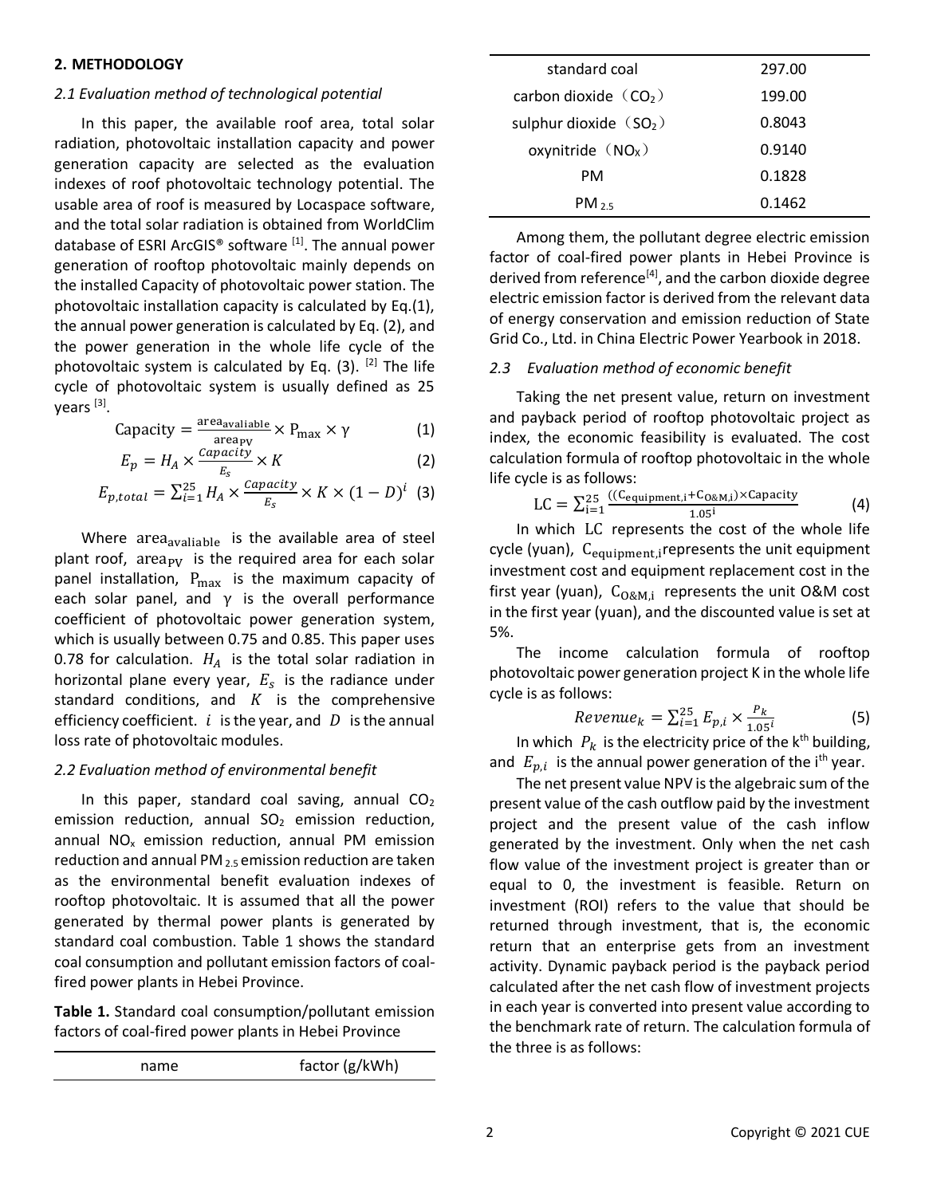## 2. METHODOLOGY

### 2.1 Evaluation method of technological potential

In this paper, the available roof area, total solar radiation, photovoltaic installation capacity and power generation capacity are selected as the evaluation indexes of roof photovoltaic technology potential. The usable area of roof is measured by Locaspace software, and the total solar radiation is obtained from WorldClim database of ESRI ArcGIS® software [1]. The annual power generation of rooftop photovoltaic mainly depends on the installed Capacity of photovoltaic power station. The photovoltaic installation capacity is calculated by Eq.(1), the annual power generation is calculated by Eq. (2), and the power generation in the whole life cycle of the photovoltaic system is calculated by Eq. (3). [2] The life cycle of photovoltaic system is usually defined as 25 years [3].

$$\text{Capacity} = \frac{\text{area}_{\text{avaliable}}}{\text{area}_{\text{PV}}} \times \text{P}_{\max} \times \gamma \quad (1)$$

$$E_p = H_A \times \frac{Capacity}{E_s} \times K \quad (2)$$

$$E_{p,total} = \sum_{i=1}^{25} H_A \times \frac{Capacity}{E_s} \times K \times (1 - D)^i \quad (3)$$

Where $\text{area}_{\text{avaliable}}$ is the available area of steel plant roof, $\text{area}_{\text{PV}}$ is the required area for each solar panel installation, $\text{P}_{\max}$ is the maximum capacity of each solar panel, and $\gamma$ is the overall performance coefficient of photovoltaic power generation system, which is usually between 0.75 and 0.85. This paper uses 0.78 for calculation. $H_A$ is the total solar radiation in horizontal plane every year, $E_s$ is the radiance under standard conditions, and $K$ is the comprehensive efficiency coefficient. $i$ is the year, and $D$ is the annual loss rate of photovoltaic modules.

### 2.2 Evaluation method of environmental benefit

In this paper, standard coal saving, annual $CO_2$ emission reduction, annual $SO_2$ emission reduction, annual $NO_x$ emission reduction, annual PM emission reduction and annual $PM_{2.5}$ emission reduction are taken as the environmental benefit evaluation indexes of rooftop photovoltaic. It is assumed that all the power generated by thermal power plants is generated by standard coal combustion. Table 1 shows the standard coal consumption and pollutant emission factors of coal-fired power plants in Hebei Province.

**Table 1.** Standard coal consumption/pollutant emission factors of coal-fired power plants in Hebei Province

| name | factor (g/kWh) |
|---|---|
| standard coal | 297.00 |
| carbon dioxide（$CO_2$） | 199.00 |
| sulphur dioxide（$SO_2$） | 0.8043 |
| oxynitride（$NO_X$） | 0.9140 |
| PM | 0.1828 |
| $PM_{2.5}$ | 0.1462 |

Among them, the pollutant degree electric emission factor of coal-fired power plants in Hebei Province is derived from reference[4], and the carbon dioxide degree electric emission factor is derived from the relevant data of energy conservation and emission reduction of State Grid Co., Ltd. in China Electric Power Yearbook in 2018.

### 2.3 Evaluation method of economic benefit

Taking the net present value, return on investment and payback period of rooftop photovoltaic project as index, the economic feasibility is evaluated. The cost calculation formula of rooftop photovoltaic in the whole life cycle is as follows:

$$\text{LC} = \sum_{i=1}^{25} \frac{((\text{C}_{\text{equipment,i}} + \text{C}_{\text{O\&M,i}}) \times \text{Capacity}}{1.05^i} \quad (4)$$

In which LC represents the cost of the whole life cycle (yuan), $\text{C}_{\text{equipment,i}}$ represents the unit equipment investment cost and equipment replacement cost in the first year (yuan), $\text{C}_{\text{O\&M,i}}$ represents the unit O&M cost in the first year (yuan), and the discounted value is set at 5%.

The income calculation formula of rooftop photovoltaic power generation project K in the whole life cycle is as follows:

$$Revenue_k = \sum_{i=1}^{25} E_{p,i} \times \frac{P_k}{1.05^i} \quad (5)$$

In which $P_k$ is the electricity price of the $k^{th}$ building, and $E_{p,i}$ is the annual power generation of the $i^{th}$ year.

The net present value NPV is the algebraic sum of the present value of the cash outflow paid by the investment project and the present value of the cash inflow generated by the investment. Only when the net cash flow value of the investment project is greater than or equal to 0, the investment is feasible. Return on investment (ROI) refers to the value that should be returned through investment, that is, the economic return that an enterprise gets from an investment activity. Dynamic payback period is the payback period calculated after the net cash flow of investment projects in each year is converted into present value according to the benchmark rate of return. The calculation formula of the three is as follows: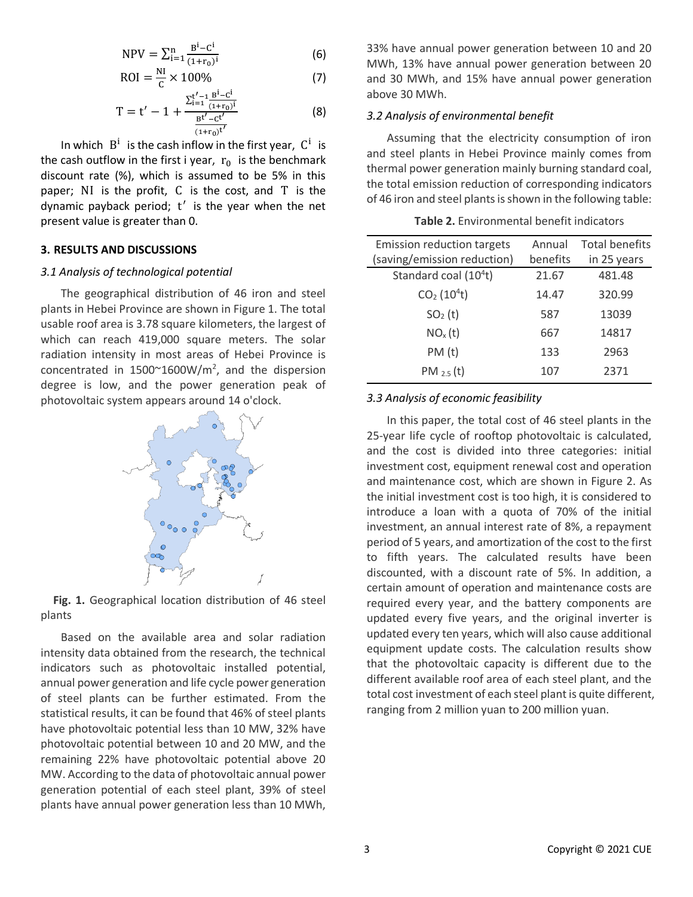$$\mathrm{NPV} = \sum_{i=1}^{n} \frac{B^i - C^i}{(1+r_0)^i} \tag{6}$$

$$\mathrm{ROI} = \frac{\mathrm{NI}}{\mathrm{C}} \times 100\% \tag{7}$$

$$\mathrm{T} = t' - 1 + \frac{\sum_{i=1}^{t'-1} \frac{B^i - C^i}{(1+r_0)^i}}{\frac{B^{t'} - C^{t'}}{(1+r_0)^{t'}}} \tag{8}$$

In which $B^i$ is the cash inflow in the first year, $C^i$ is the cash outflow in the first i year, $r_0$ is the benchmark discount rate (%), which is assumed to be 5% in this paper; NI is the profit, C is the cost, and T is the dynamic payback period; $t'$ is the year when the net present value is greater than 0.

## 3. RESULTS AND DISCUSSIONS

### *3.1 Analysis of technological potential*

The geographical distribution of 46 iron and steel plants in Hebei Province are shown in Figure 1. The total usable roof area is 3.78 square kilometers, the largest of which can reach 419,000 square meters. The solar radiation intensity in most areas of Hebei Province is concentrated in 1500~1600W/m², and the dispersion degree is low, and the power generation peak of photovoltaic system appears around 14 o'clock.

**Fig. 1.** Geographical location distribution of 46 steel plants

Based on the available area and solar radiation intensity data obtained from the research, the technical indicators such as photovoltaic installed potential, annual power generation and life cycle power generation of steel plants can be further estimated. From the statistical results, it can be found that 46% of steel plants have photovoltaic potential less than 10 MW, 32% have photovoltaic potential between 10 and 20 MW, and the remaining 22% have photovoltaic potential above 20 MW. According to the data of photovoltaic annual power generation potential of each steel plant, 39% of steel plants have annual power generation less than 10 MWh, 33% have annual power generation between 10 and 20 MWh, 13% have annual power generation between 20 and 30 MWh, and 15% have annual power generation above 30 MWh.

### *3.2 Analysis of environmental benefit*

Assuming that the electricity consumption of iron and steel plants in Hebei Province mainly comes from thermal power generation mainly burning standard coal, the total emission reduction of corresponding indicators of 46 iron and steel plants is shown in the following table:

**Table 2.** Environmental benefit indicators

| Emission reduction targets (saving/emission reduction) | Annual benefits | Total benefits in 25 years |
|---|---|---|
| Standard coal ($10^4$t) | 21.67 | 481.48 |
| $CO_2$ ($10^4$t) | 14.47 | 320.99 |
| $SO_2$ (t) | 587 | 13039 |
| $NO_x$ (t) | 667 | 14817 |
| PM (t) | 133 | 2963 |
| $PM_{2.5}$ (t) | 107 | 2371 |

### *3.3 Analysis of economic feasibility*

In this paper, the total cost of 46 steel plants in the 25-year life cycle of rooftop photovoltaic is calculated, and the cost is divided into three categories: initial investment cost, equipment renewal cost and operation and maintenance cost, which are shown in Figure 2. As the initial investment cost is too high, it is considered to introduce a loan with a quota of 70% of the initial investment, an annual interest rate of 8%, a repayment period of 5 years, and amortization of the cost to the first to fifth years. The calculated results have been discounted, with a discount rate of 5%. In addition, a certain amount of operation and maintenance costs are required every year, and the battery components are updated every five years, and the original inverter is updated every ten years, which will also cause additional equipment update costs. The calculation results show that the photovoltaic capacity is different due to the different available roof area of each steel plant, and the total cost investment of each steel plant is quite different, ranging from 2 million yuan to 200 million yuan.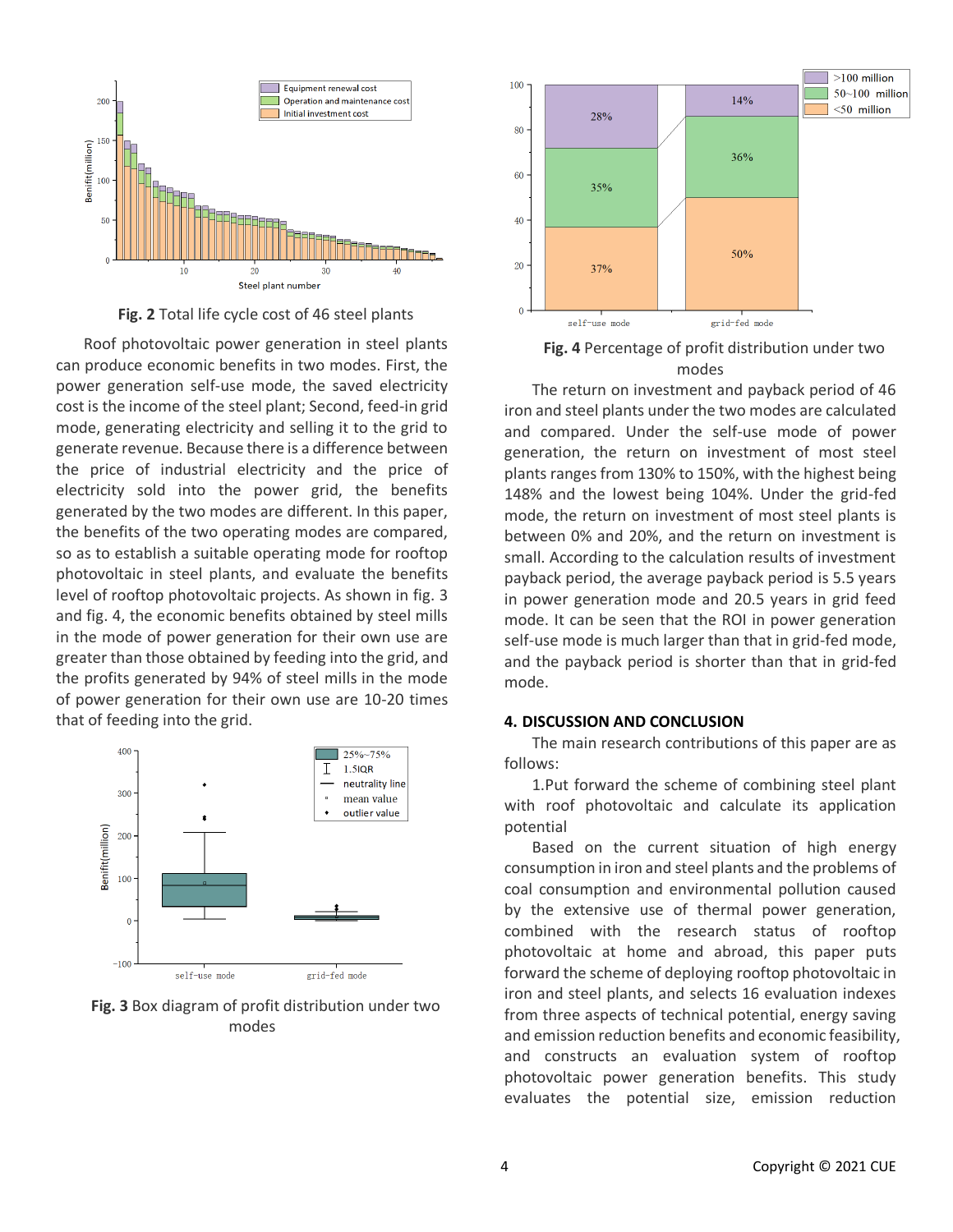Fig. 2 Total life cycle cost of 46 steel plants

Roof photovoltaic power generation in steel plants can produce economic benefits in two modes. First, the power generation self-use mode, the saved electricity cost is the income of the steel plant; Second, feed-in grid mode, generating electricity and selling it to the grid to generate revenue. Because there is a difference between the price of industrial electricity and the price of electricity sold into the power grid, the benefits generated by the two modes are different. In this paper, the benefits of the two operating modes are compared, so as to establish a suitable operating mode for rooftop photovoltaic in steel plants, and evaluate the benefits level of rooftop photovoltaic projects. As shown in fig. 3 and fig. 4, the economic benefits obtained by steel mills in the mode of power generation for their own use are greater than those obtained by feeding into the grid, and the profits generated by 94% of steel mills in the mode of power generation for their own use are 10-20 times that of feeding into the grid.

**Fig. 3** Box diagram of profit distribution under two modes

**Fig. 4** Percentage of profit distribution under two modes

The return on investment and payback period of 46 iron and steel plants under the two modes are calculated and compared. Under the self-use mode of power generation, the return on investment of most steel plants ranges from 130% to 150%, with the highest being 148% and the lowest being 104%. Under the grid-fed mode, the return on investment of most steel plants is between 0% and 20%, and the return on investment is small. According to the calculation results of investment payback period, the average payback period is 5.5 years in power generation mode and 20.5 years in grid feed mode. It can be seen that the ROI in power generation self-use mode is much larger than that in grid-fed mode, and the payback period is shorter than that in grid-fed mode.

## 4. DISCUSSION AND CONCLUSION

The main research contributions of this paper are as follows:

1.Put forward the scheme of combining steel plant with roof photovoltaic and calculate its application potential

Based on the current situation of high energy consumption in iron and steel plants and the problems of coal consumption and environmental pollution caused by the extensive use of thermal power generation, combined with the research status of rooftop photovoltaic at home and abroad, this paper puts forward the scheme of deploying rooftop photovoltaic in iron and steel plants, and selects 16 evaluation indexes from three aspects of technical potential, energy saving and emission reduction benefits and economic feasibility, and constructs an evaluation system of rooftop photovoltaic power generation benefits. This study evaluates the potential size, emission reduction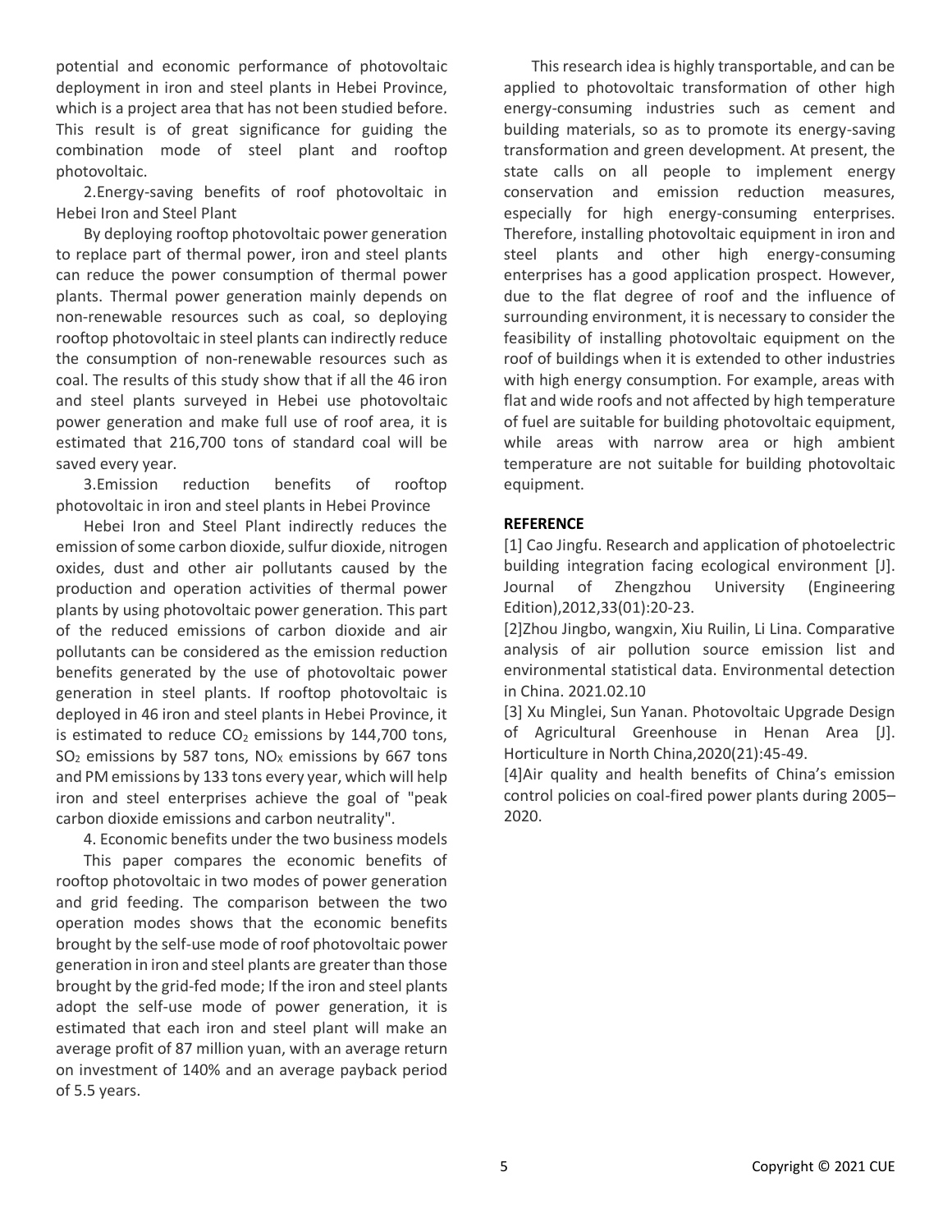potential and economic performance of photovoltaic deployment in iron and steel plants in Hebei Province, which is a project area that has not been studied before. This result is of great significance for guiding the combination mode of steel plant and rooftop photovoltaic.

2.Energy-saving benefits of roof photovoltaic in Hebei Iron and Steel Plant

By deploying rooftop photovoltaic power generation to replace part of thermal power, iron and steel plants can reduce the power consumption of thermal power plants. Thermal power generation mainly depends on non-renewable resources such as coal, so deploying rooftop photovoltaic in steel plants can indirectly reduce the consumption of non-renewable resources such as coal. The results of this study show that if all the 46 iron and steel plants surveyed in Hebei use photovoltaic power generation and make full use of roof area, it is estimated that 216,700 tons of standard coal will be saved every year.

3.Emission reduction benefits of rooftop photovoltaic in iron and steel plants in Hebei Province

Hebei Iron and Steel Plant indirectly reduces the emission of some carbon dioxide, sulfur dioxide, nitrogen oxides, dust and other air pollutants caused by the production and operation activities of thermal power plants by using photovoltaic power generation. This part of the reduced emissions of carbon dioxide and air pollutants can be considered as the emission reduction benefits generated by the use of photovoltaic power generation in steel plants. If rooftop photovoltaic is deployed in 46 iron and steel plants in Hebei Province, it is estimated to reduce $CO_2$ emissions by 144,700 tons, $SO_2$ emissions by 587 tons, $NO_X$ emissions by 667 tons and PM emissions by 133 tons every year, which will help iron and steel enterprises achieve the goal of "peak carbon dioxide emissions and carbon neutrality".

4. Economic benefits under the two business models

This paper compares the economic benefits of rooftop photovoltaic in two modes of power generation and grid feeding. The comparison between the two operation modes shows that the economic benefits brought by the self-use mode of roof photovoltaic power generation in iron and steel plants are greater than those brought by the grid-fed mode; If the iron and steel plants adopt the self-use mode of power generation, it is estimated that each iron and steel plant will make an average profit of 87 million yuan, with an average return on investment of 140% and an average payback period of 5.5 years.

This research idea is highly transportable, and can be applied to photovoltaic transformation of other high energy-consuming industries such as cement and building materials, so as to promote its energy-saving transformation and green development. At present, the state calls on all people to implement energy conservation and emission reduction measures, especially for high energy-consuming enterprises. Therefore, installing photovoltaic equipment in iron and steel plants and other high energy-consuming enterprises has a good application prospect. However, due to the flat degree of roof and the influence of surrounding environment, it is necessary to consider the feasibility of installing photovoltaic equipment on the roof of buildings when it is extended to other industries with high energy consumption. For example, areas with flat and wide roofs and not affected by high temperature of fuel are suitable for building photovoltaic equipment, while areas with narrow area or high ambient temperature are not suitable for building photovoltaic equipment.

## REFERENCE

[1] Cao Jingfu. Research and application of photoelectric building integration facing ecological environment [J]. Journal of Zhengzhou University (Engineering Edition),2012,33(01):20-23.

[2]Zhou Jingbo, wangxin, Xiu Ruilin, Li Lina. Comparative analysis of air pollution source emission list and environmental statistical data. Environmental detection in China. 2021.02.10

[3] Xu Minglei, Sun Yanan. Photovoltaic Upgrade Design of Agricultural Greenhouse in Henan Area [J]. Horticulture in North China,2020(21):45-49.

[4]Air quality and health benefits of China's emission control policies on coal-fired power plants during 2005–2020.